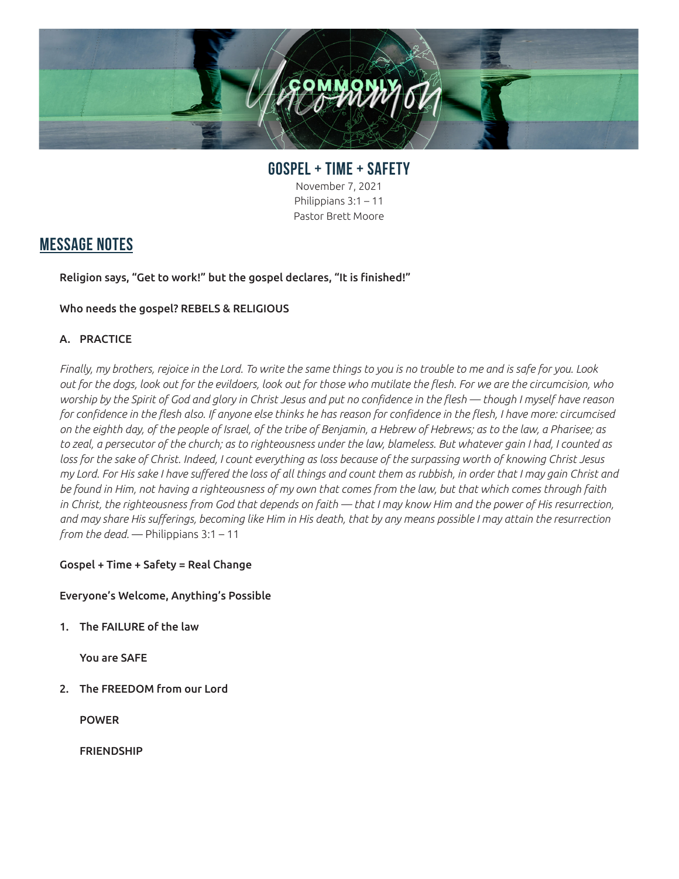# GOSPEL + TIME + SAFETY

November 7, 2021
Philippians 3:1 – 11
Pastor Brett Moore

## MESSAGE NOTES

**Religion says, "Get to work!" but the gospel declares, "It is finished!"**

**Who needs the gospel? REBELS & RELIGIOUS**

**A. PRACTICE**

*Finally, my brothers, rejoice in the Lord. To write the same things to you is no trouble to me and is safe for you. Look out for the dogs, look out for the evildoers, look out for those who mutilate the flesh. For we are the circumcision, who worship by the Spirit of God and glory in Christ Jesus and put no confidence in the flesh — though I myself have reason for confidence in the flesh also. If anyone else thinks he has reason for confidence in the flesh, I have more: circumcised on the eighth day, of the people of Israel, of the tribe of Benjamin, a Hebrew of Hebrews; as to the law, a Pharisee; as to zeal, a persecutor of the church; as to righteousness under the law, blameless. But whatever gain I had, I counted as loss for the sake of Christ. Indeed, I count everything as loss because of the surpassing worth of knowing Christ Jesus my Lord. For His sake I have suffered the loss of all things and count them as rubbish, in order that I may gain Christ and be found in Him, not having a righteousness of my own that comes from the law, but that which comes through faith in Christ, the righteousness from God that depends on faith — that I may know Him and the power of His resurrection, and may share His sufferings, becoming like Him in His death, that by any means possible I may attain the resurrection from the dead.* — Philippians 3:1 – 11

**Gospel + Time + Safety = Real Change**

**Everyone's Welcome, Anything's Possible**

1. **The FAILURE of the law**

   **You are SAFE**

2. **The FREEDOM from our Lord**

   **POWER**

   **FRIENDSHIP**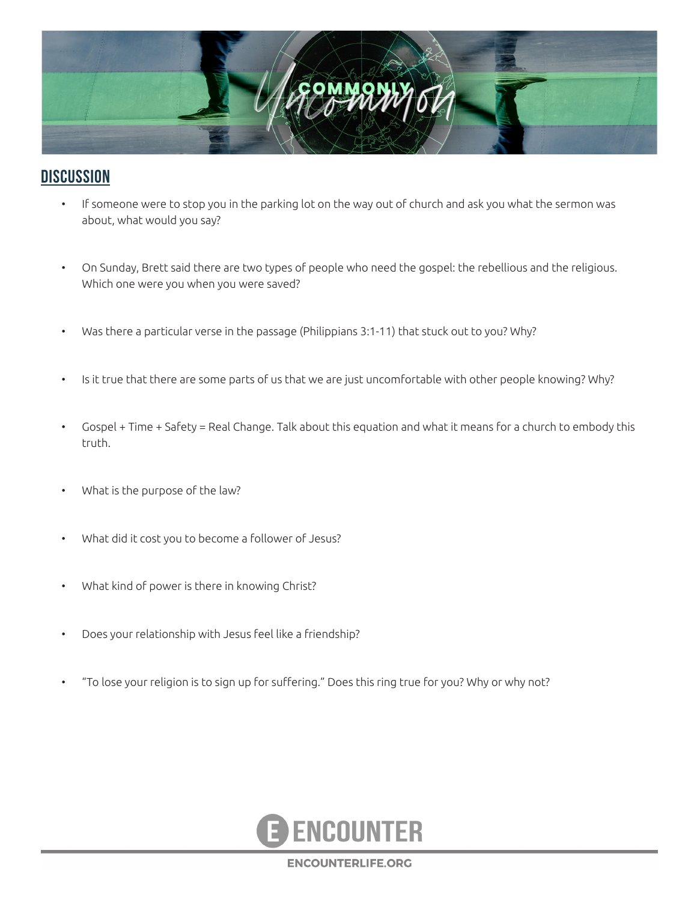## DISCUSSION

- If someone were to stop you in the parking lot on the way out of church and ask you what the sermon was about, what would you say?
- On Sunday, Brett said there are two types of people who need the gospel: the rebellious and the religious. Which one were you when you were saved?
- Was there a particular verse in the passage (Philippians 3:1-11) that stuck out to you? Why?
- Is it true that there are some parts of us that we are just uncomfortable with other people knowing? Why?
- Gospel + Time + Safety = Real Change. Talk about this equation and what it means for a church to embody this truth.
- What is the purpose of the law?
- What did it cost you to become a follower of Jesus?
- What kind of power is there in knowing Christ?
- Does your relationship with Jesus feel like a friendship?
- "To lose your religion is to sign up for suffering." Does this ring true for you? Why or why not?

ENCOUNTER

ENCOUNTERLIFE.ORG